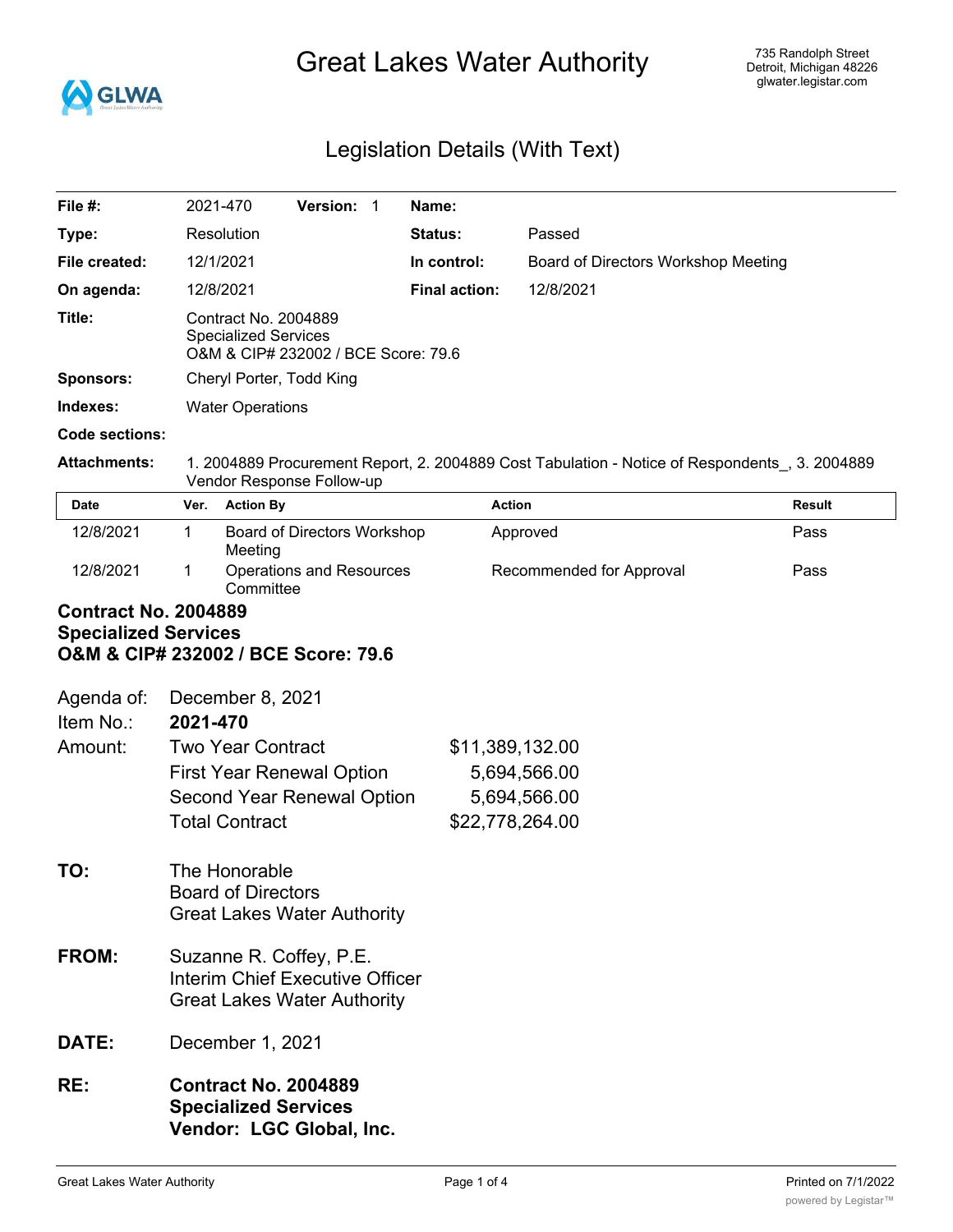# Great Lakes Water Authority

735 Randolph Street
Detroit, Michigan 48226
glwater.legistar.com

## Legislation Details (With Text)

| | | | |
|---|---|---|---|
| **File #:** | 2021-470 **Version:** 1 | **Name:** | |
| **Type:** | Resolution | **Status:** | Passed |
| **File created:** | 12/1/2021 | **In control:** | Board of Directors Workshop Meeting |
| **On agenda:** | 12/8/2021 | **Final action:** | 12/8/2021 |
| **Title:** | Contract No. 2004889<br>Specialized Services<br>O&M & CIP# 232002 / BCE Score: 79.6 | | |
| **Sponsors:** | Cheryl Porter, Todd King | | |
| **Indexes:** | Water Operations | | |
| **Code sections:** | | | |
| **Attachments:** | 1. 2004889 Procurement Report, 2. 2004889 Cost Tabulation - Notice of Respondents_, 3. 2004889 Vendor Response Follow-up | | |

| Date | Ver. | Action By | Action | Result |
|---|---|---|---|---|
| 12/8/2021 | 1 | Board of Directors Workshop Meeting | Approved | Pass |
| 12/8/2021 | 1 | Operations and Resources Committee | Recommended for Approval | Pass |

**Contract No. 2004889**
**Specialized Services**
**O&M & CIP# 232002 / BCE Score: 79.6**

Agenda of: December 8, 2021
Item No.: **2021-470**

| Amount: | | |
|---|---|---|
| | Two Year Contract | $11,389,132.00 |
| | First Year Renewal Option | 5,694,566.00 |
| | Second Year Renewal Option | 5,694,566.00 |
| | Total Contract | $22,778,264.00 |

**TO:** The Honorable
Board of Directors
Great Lakes Water Authority

**FROM:** Suzanne R. Coffey, P.E.
Interim Chief Executive Officer
Great Lakes Water Authority

**DATE:** December 1, 2021

**RE:** **Contract No. 2004889**
**Specialized Services**
**Vendor: LGC Global, Inc.**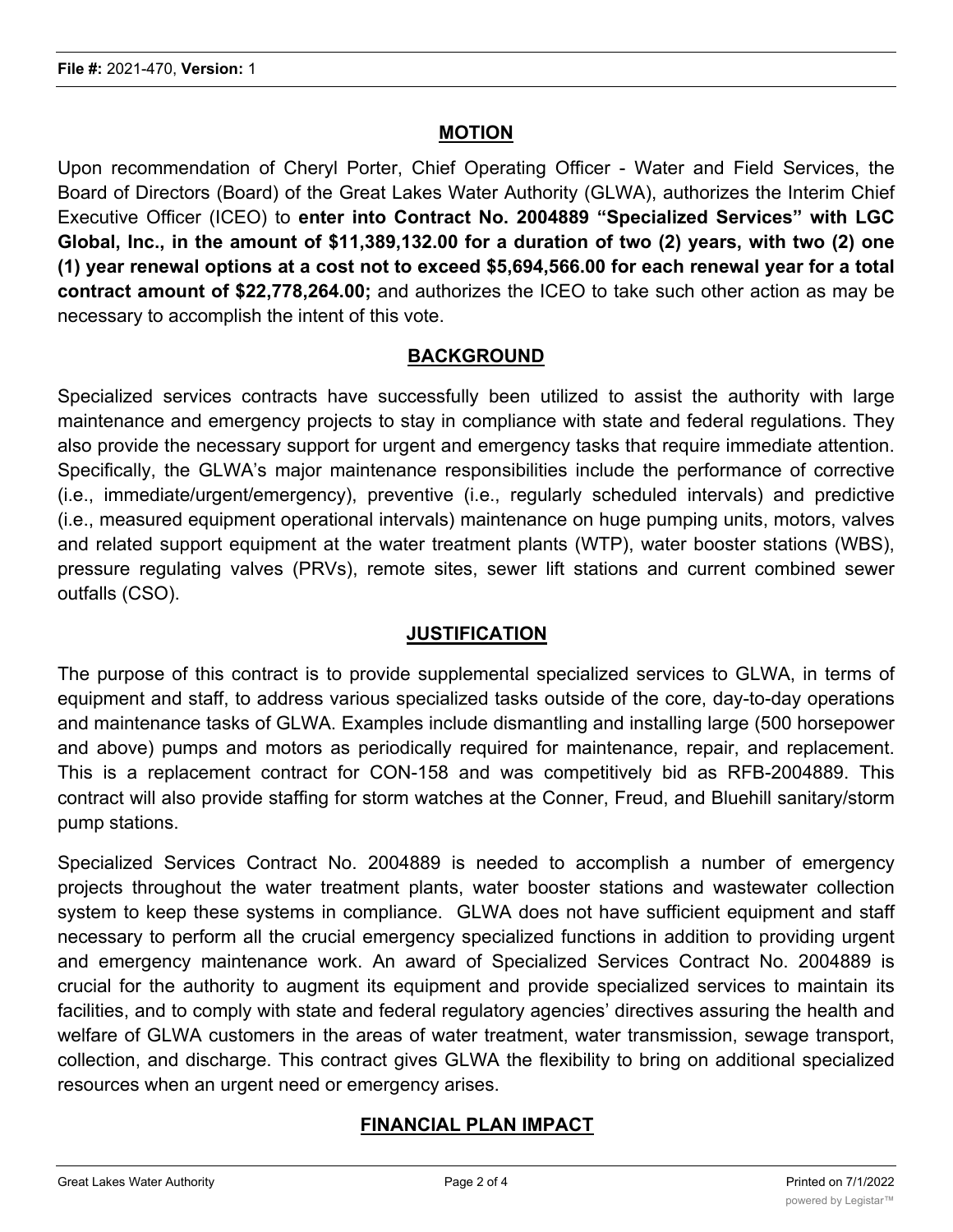## MOTION

Upon recommendation of Cheryl Porter, Chief Operating Officer - Water and Field Services, the Board of Directors (Board) of the Great Lakes Water Authority (GLWA), authorizes the Interim Chief Executive Officer (ICEO) to **enter into Contract No. 2004889 "Specialized Services" with LGC Global, Inc., in the amount of $11,389,132.00 for a duration of two (2) years, with two (2) one (1) year renewal options at a cost not to exceed $5,694,566.00 for each renewal year for a total contract amount of $22,778,264.00;** and authorizes the ICEO to take such other action as may be necessary to accomplish the intent of this vote.

## BACKGROUND

Specialized services contracts have successfully been utilized to assist the authority with large maintenance and emergency projects to stay in compliance with state and federal regulations. They also provide the necessary support for urgent and emergency tasks that require immediate attention. Specifically, the GLWA's major maintenance responsibilities include the performance of corrective (i.e., immediate/urgent/emergency), preventive (i.e., regularly scheduled intervals) and predictive (i.e., measured equipment operational intervals) maintenance on huge pumping units, motors, valves and related support equipment at the water treatment plants (WTP), water booster stations (WBS), pressure regulating valves (PRVs), remote sites, sewer lift stations and current combined sewer outfalls (CSO).

## JUSTIFICATION

The purpose of this contract is to provide supplemental specialized services to GLWA, in terms of equipment and staff, to address various specialized tasks outside of the core, day-to-day operations and maintenance tasks of GLWA. Examples include dismantling and installing large (500 horsepower and above) pumps and motors as periodically required for maintenance, repair, and replacement. This is a replacement contract for CON-158 and was competitively bid as RFB-2004889. This contract will also provide staffing for storm watches at the Conner, Freud, and Bluehill sanitary/storm pump stations.

Specialized Services Contract No. 2004889 is needed to accomplish a number of emergency projects throughout the water treatment plants, water booster stations and wastewater collection system to keep these systems in compliance. GLWA does not have sufficient equipment and staff necessary to perform all the crucial emergency specialized functions in addition to providing urgent and emergency maintenance work. An award of Specialized Services Contract No. 2004889 is crucial for the authority to augment its equipment and provide specialized services to maintain its facilities, and to comply with state and federal regulatory agencies' directives assuring the health and welfare of GLWA customers in the areas of water treatment, water transmission, sewage transport, collection, and discharge. This contract gives GLWA the flexibility to bring on additional specialized resources when an urgent need or emergency arises.

## FINANCIAL PLAN IMPACT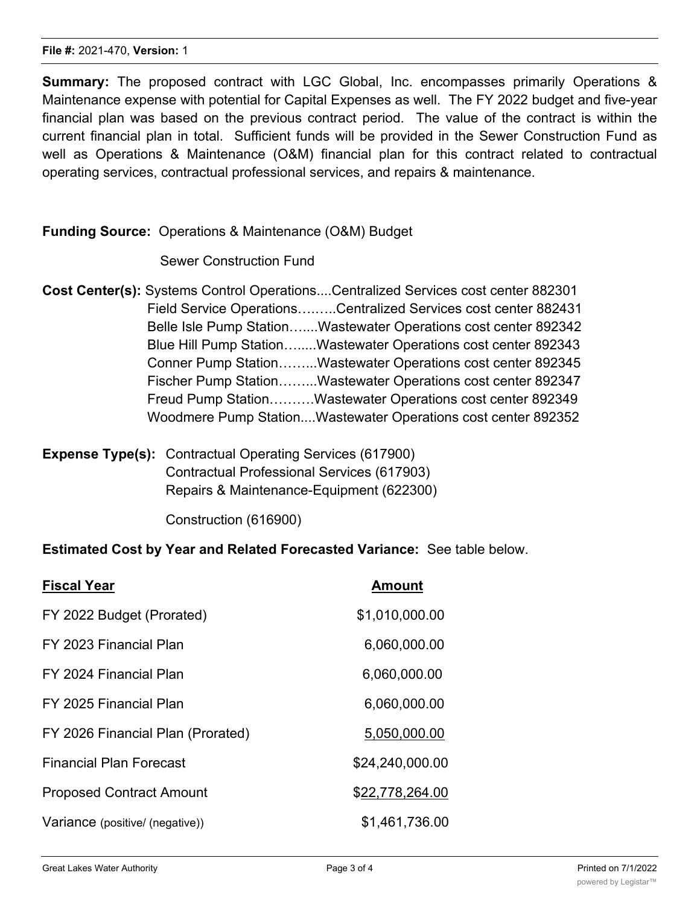**File #:** 2021-470, **Version:** 1

**Summary:** The proposed contract with LGC Global, Inc. encompasses primarily Operations & Maintenance expense with potential for Capital Expenses as well. The FY 2022 budget and five-year financial plan was based on the previous contract period. The value of the contract is within the current financial plan in total. Sufficient funds will be provided in the Sewer Construction Fund as well as Operations & Maintenance (O&M) financial plan for this contract related to contractual operating services, contractual professional services, and repairs & maintenance.

**Funding Source:** Operations & Maintenance (O&M) Budget

Sewer Construction Fund

**Cost Center(s):** Systems Control Operations....Centralized Services cost center 882301
Field Service Operations……..Centralized Services cost center 882431
Belle Isle Pump Station…....Wastewater Operations cost center 892342
Blue Hill Pump Station…....Wastewater Operations cost center 892343
Conner Pump Station……...Wastewater Operations cost center 892345
Fischer Pump Station……...Wastewater Operations cost center 892347
Freud Pump Station……….Wastewater Operations cost center 892349
Woodmere Pump Station....Wastewater Operations cost center 892352

**Expense Type(s):** Contractual Operating Services (617900)
Contractual Professional Services (617903)
Repairs & Maintenance-Equipment (622300)

Construction (616900)

**Estimated Cost by Year and Related Forecasted Variance:** See table below.

| Fiscal Year | Amount |
|---|---|
| FY 2022 Budget (Prorated) | $1,010,000.00 |
| FY 2023 Financial Plan | 6,060,000.00 |
| FY 2024 Financial Plan | 6,060,000.00 |
| FY 2025 Financial Plan | 6,060,000.00 |
| FY 2026 Financial Plan (Prorated) | 5,050,000.00 |
| Financial Plan Forecast | $24,240,000.00 |
| Proposed Contract Amount | $22,778,264.00 |
| Variance (positive/ (negative)) | $1,461,736.00 |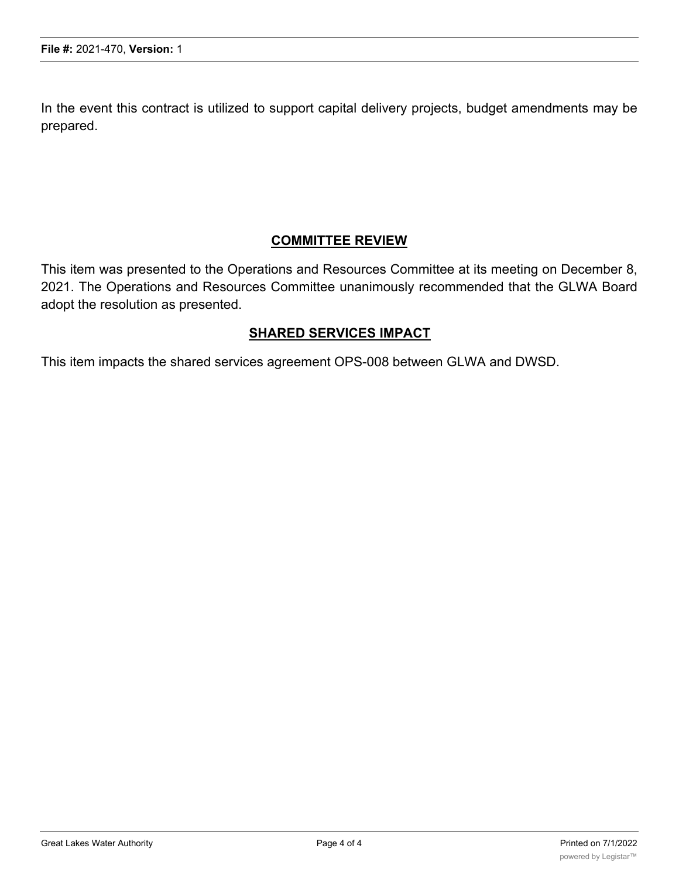In the event this contract is utilized to support capital delivery projects, budget amendments may be prepared.

## COMMITTEE REVIEW

This item was presented to the Operations and Resources Committee at its meeting on December 8, 2021. The Operations and Resources Committee unanimously recommended that the GLWA Board adopt the resolution as presented.

## SHARED SERVICES IMPACT

This item impacts the shared services agreement OPS-008 between GLWA and DWSD.